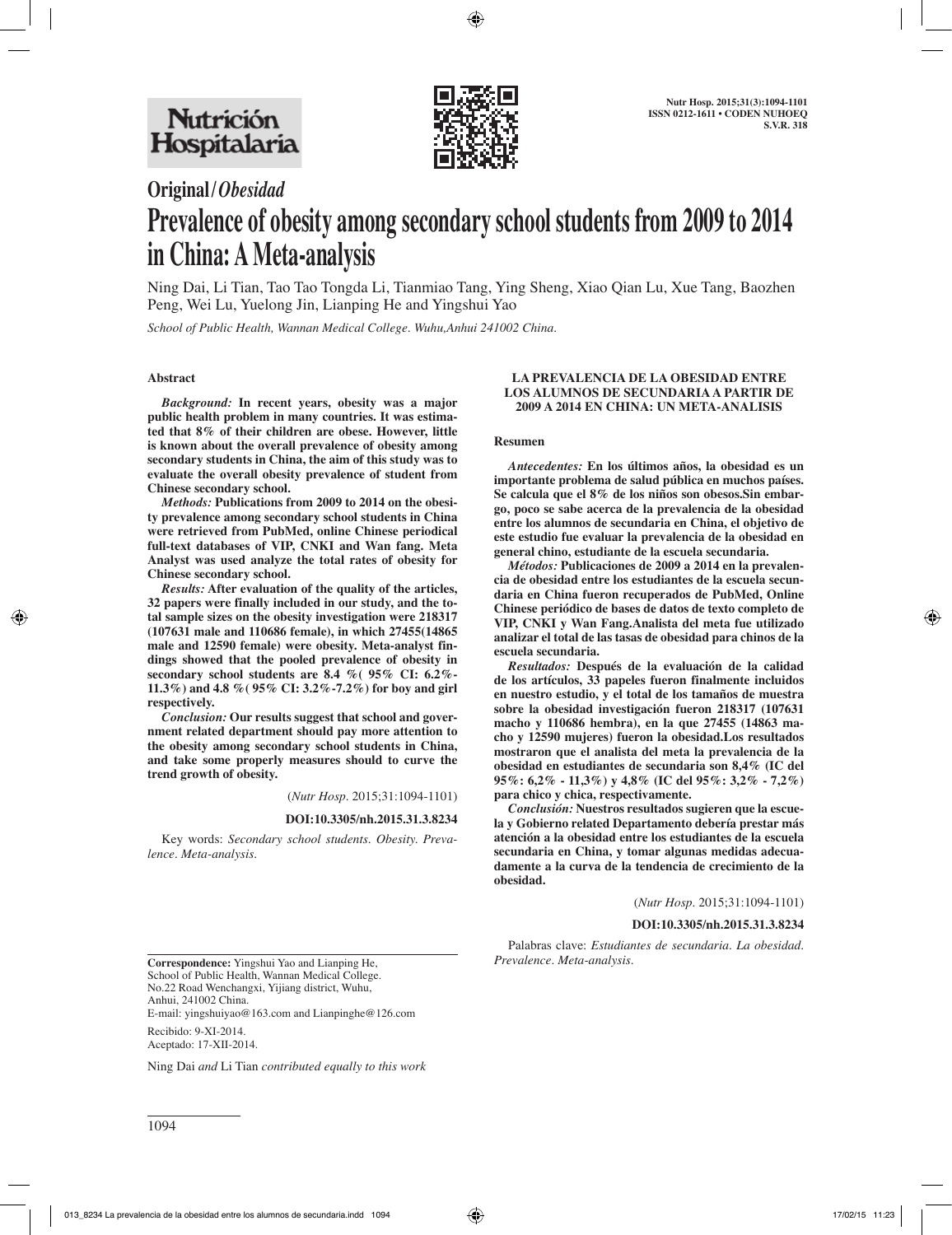# Original/*Obesidad*

# Prevalence of obesity among secondary school students from 2009 to 2014 in China: A Meta-analysis

Ning Dai, Li Tian, Tao Tao Tongda Li, Tianmiao Tang, Ying Sheng, Xiao Qian Lu, Xue Tang, Baozhen Peng, Wei Lu, Yuelong Jin, Lianping He and Yingshui Yao

*School of Public Health, Wannan Medical College. Wuhu,Anhui 241002 China.*

## Abstract

*Background:* **In recent years, obesity was a major public health problem in many countries. It was estimated that 8% of their children are obese. However, little is known about the overall prevalence of obesity among secondary students in China, the aim of this study was to evaluate the overall obesity prevalence of student from Chinese secondary school.**

*Methods:* **Publications from 2009 to 2014 on the obesity prevalence among secondary school students in China were retrieved from PubMed, online Chinese periodical full-text databases of VIP, CNKI and Wan fang. Meta Analyst was used analyze the total rates of obesity for Chinese secondary school.**

*Results:* **After evaluation of the quality of the articles, 32 papers were finally included in our study, and the total sample sizes on the obesity investigation were 218317 (107631 male and 110686 female), in which 27455(14865 male and 12590 female) were obesity. Meta-analyst findings showed that the pooled prevalence of obesity in secondary school students are 8.4 %( 95% CI: 6.2%-11.3%) and 4.8 %( 95% CI: 3.2%-7.2%) for boy and girl respectively.**

*Conclusion:* **Our results suggest that school and government related department should pay more attention to the obesity among secondary school students in China, and take some properly measures should to curve the trend growth of obesity.**

(*Nutr Hosp*. 2015;31:1094-1101)

**DOI:10.3305/nh.2015.31.3.8234**

Key words: *Secondary school students. Obesity. Prevalence. Meta-analysis.*

## LA PREVALENCIA DE LA OBESIDAD ENTRE LOS ALUMNOS DE SECUNDARIA A PARTIR DE 2009 A 2014 EN CHINA: UN META-ANALISIS

### Resumen

*Antecedentes:* **En los últimos años, la obesidad es un importante problema de salud pública en muchos países. Se calcula que el 8% de los niños son obesos.Sin embargo, poco se sabe acerca de la prevalencia de la obesidad entre los alumnos de secundaria en China, el objetivo de este estudio fue evaluar la prevalencia de la obesidad en general chino, estudiante de la escuela secundaria.**

*Métodos:* **Publicaciones de 2009 a 2014 en la prevalencia de obesidad entre los estudiantes de la escuela secundaria en China fueron recuperados de PubMed, Online Chinese periódico de bases de datos de texto completo de VIP, CNKI y Wan Fang.Analista del meta fue utilizado analizar el total de las tasas de obesidad para chinos de la escuela secundaria.**

*Resultados:* **Después de la evaluación de la calidad de los artículos, 33 papeles fueron finalmente incluidos en nuestro estudio, y el total de los tamaños de muestra sobre la obesidad investigación fueron 218317 (107631 macho y 110686 hembra), en la que 27455 (14863 macho y 12590 mujeres) fueron la obesidad.Los resultados mostraron que el analista del meta la prevalencia de la obesidad en estudiantes de secundaria son 8,4% (IC del 95%: 6,2% - 11,3%) y 4,8% (IC del 95%: 3,2% - 7,2%) para chico y chica, respectivamente.**

*Conclusión:* **Nuestros resultados sugieren que la escuela y Gobierno related Departamento debería prestar más atención a la obesidad entre los estudiantes de la escuela secundaria en China, y tomar algunas medidas adecuadamente a la curva de la tendencia de crecimiento de la obesidad.**

(*Nutr Hosp*. 2015;31:1094-1101)

**DOI:10.3305/nh.2015.31.3.8234**

Palabras clave: *Estudiantes de secundaria. La obesidad. Prevalence. Meta-analysis.*

---

**Correspondence:** Yingshui Yao and Lianping He,
School of Public Health, Wannan Medical College.
No.22 Road Wenchangxi, Yijiang district, Wuhu,
Anhui, 241002 China.
E-mail: yingshuiyao@163.com and Lianpinghe@126.com

Recibido: 9-XI-2014.
Aceptado: 17-XII-2014.

Ning Dai *and* Li Tian *contributed equally to this work*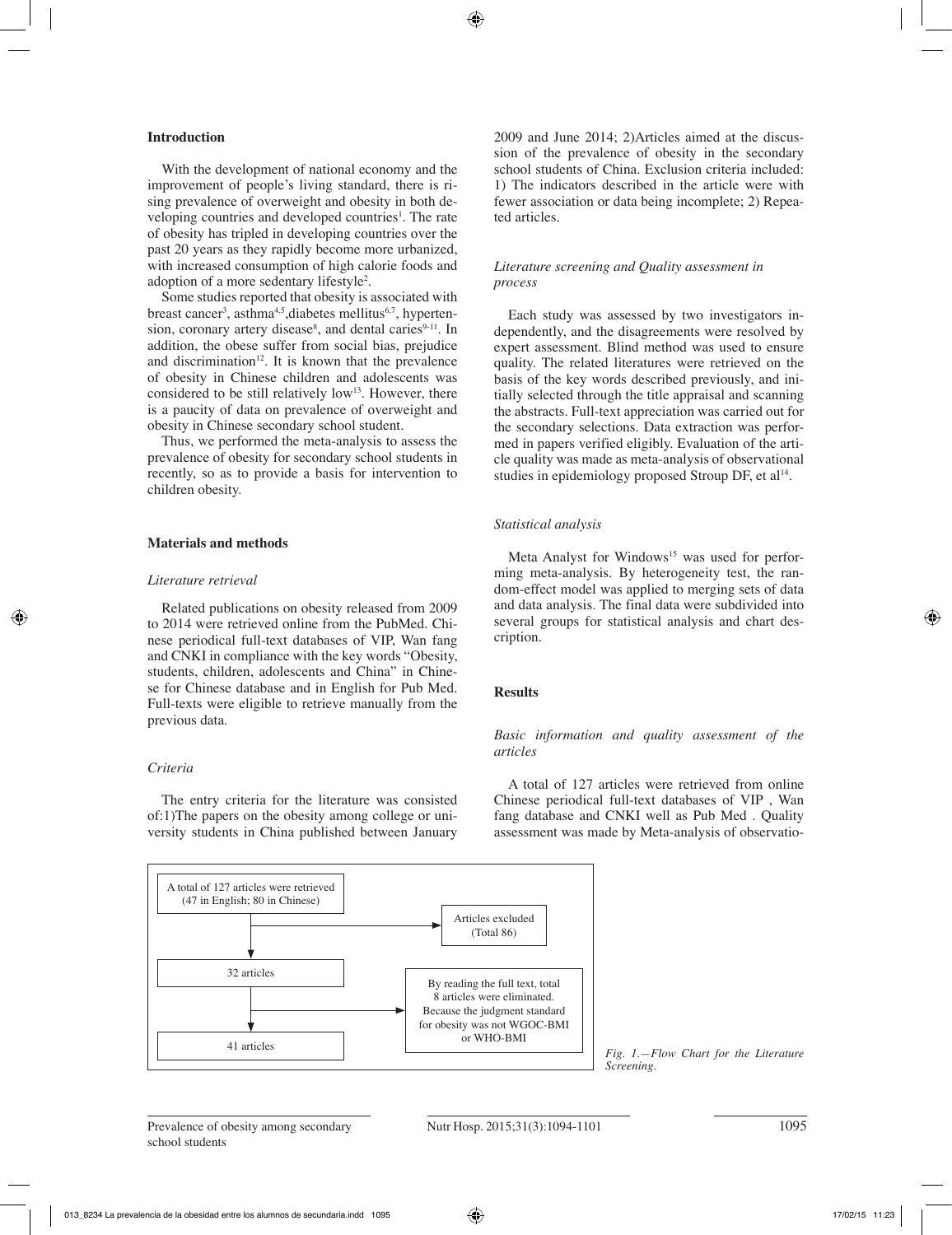## Introduction

With the development of national economy and the improvement of people's living standard, there is rising prevalence of overweight and obesity in both developing countries and developed countries[1]. The rate of obesity has tripled in developing countries over the past 20 years as they rapidly become more urbanized, with increased consumption of high calorie foods and adoption of a more sedentary lifestyle[2].

Some studies reported that obesity is associated with breast cancer[3], asthma[4,5],diabetes mellitus[6,7], hypertension, coronary artery disease[8], and dental caries[9-11]. In addition, the obese suffer from social bias, prejudice and discrimination[12]. It is known that the prevalence of obesity in Chinese children and adolescents was considered to be still relatively low[13]. However, there is a paucity of data on prevalence of overweight and obesity in Chinese secondary school student.

Thus, we performed the meta-analysis to assess the prevalence of obesity for secondary school students in recently, so as to provide a basis for intervention to children obesity.

## Materials and methods

### *Literature retrieval*

Related publications on obesity released from 2009 to 2014 were retrieved online from the PubMed. Chinese periodical full-text databases of VIP, Wan fang and CNKI in compliance with the key words "Obesity, students, children, adolescents and China" in Chinese for Chinese database and in English for Pub Med. Full-texts were eligible to retrieve manually from the previous data.

### *Criteria*

The entry criteria for the literature was consisted of:1)The papers on the obesity among college or university students in China published between January 2009 and June 2014; 2)Articles aimed at the discussion of the prevalence of obesity in the secondary school students of China. Exclusion criteria included: 1) The indicators described in the article were with fewer association or data being incomplete; 2) Repeated articles.

### *Literature screening and Quality assessment in process*

Each study was assessed by two investigators independently, and the disagreements were resolved by expert assessment. Blind method was used to ensure quality. The related literatures were retrieved on the basis of the key words described previously, and initially selected through the title appraisal and scanning the abstracts. Full-text appreciation was carried out for the secondary selections. Data extraction was performed in papers verified eligibly. Evaluation of the article quality was made as meta-analysis of observational studies in epidemiology proposed Stroup DF, et al[14].

### *Statistical analysis*

Meta Analyst for Windows[15] was used for performing meta-analysis. By heterogeneity test, the random-effect model was applied to merging sets of data and data analysis. The final data were subdivided into several groups for statistical analysis and chart description.

## Results

### *Basic information and quality assessment of the articles*

A total of 127 articles were retrieved from online Chinese periodical full-text databases of VIP , Wan fang database and CNKI well as Pub Med . Quality assessment was made by Meta-analysis of observatio-

A total of 127 articles were retrieved (47 in English; 80 in Chinese)

Articles excluded (Total 86)

32 articles

By reading the full text, total 8 articles were eliminated. Because the judgment standard for obesity was not WGOC-BMI or WHO-BMI

41 articles

*Fig. 1.—Flow Chart for the Literature Screening.*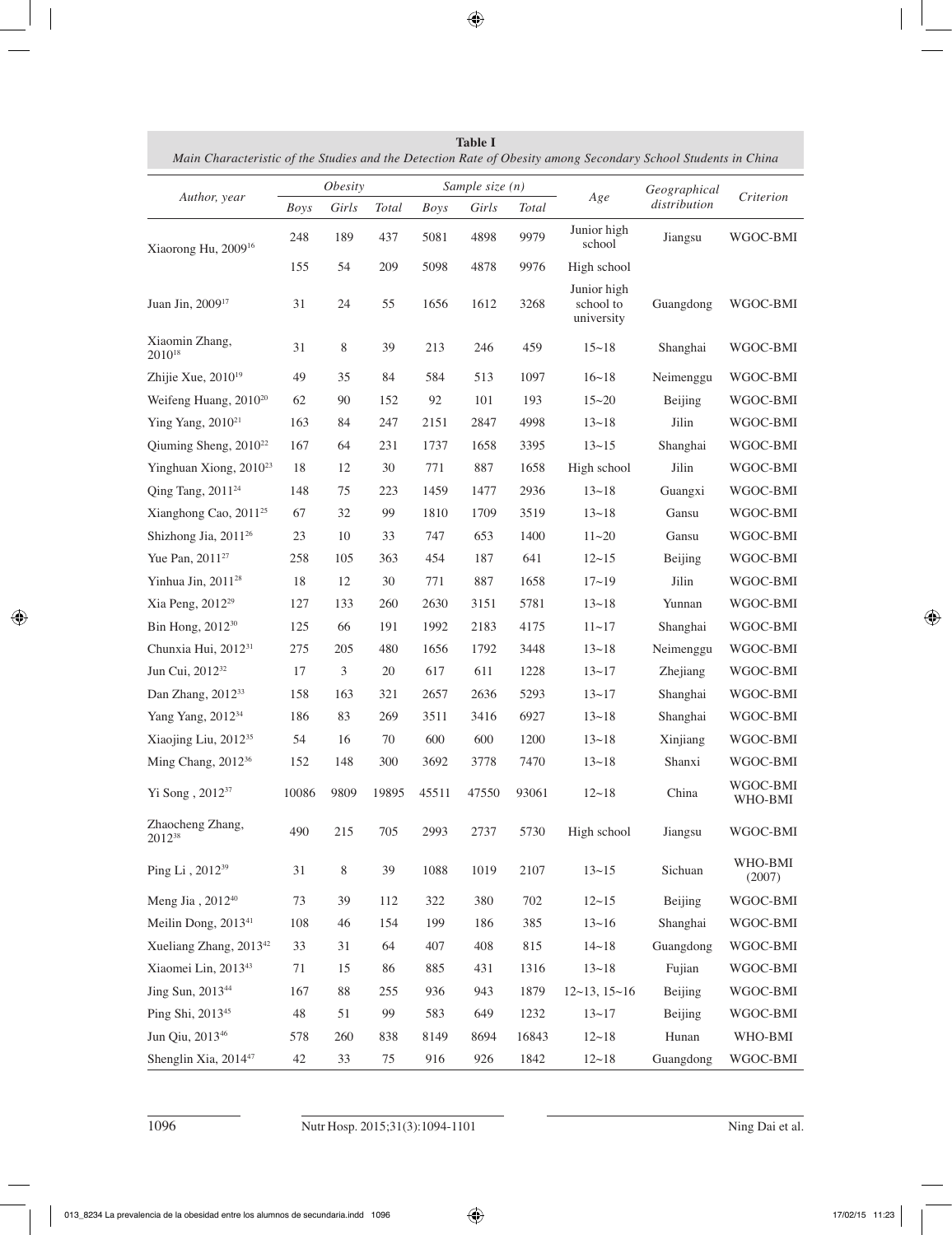**Table I**
*Main Characteristic of the Studies and the Detection Rate of Obesity among Secondary School Students in China*

| Author, year | Obesity | | | Sample size (n) | | | Age | Geographical distribution | Criterion |
|---|---|---|---|---|---|---|---|---|---|
| | Boys | Girls | Total | Boys | Girls | Total | | | |
| Xiaorong Hu, 2009[16] | 248 | 189 | 437 | 5081 | 4898 | 9979 | Junior high school | Jiangsu | WGOC-BMI |
| | 155 | 54 | 209 | 5098 | 4878 | 9976 | High school | | |
| Juan Jin, 2009[17] | 31 | 24 | 55 | 1656 | 1612 | 3268 | Junior high school to university | Guangdong | WGOC-BMI |
| Xiaomin Zhang, 2010[18] | 31 | 8 | 39 | 213 | 246 | 459 | 15~18 | Shanghai | WGOC-BMI |
| Zhijie Xue, 2010[19] | 49 | 35 | 84 | 584 | 513 | 1097 | 16~18 | Neimenggu | WGOC-BMI |
| Weifeng Huang, 2010[20] | 62 | 90 | 152 | 92 | 101 | 193 | 15~20 | Beijing | WGOC-BMI |
| Ying Yang, 2010[21] | 163 | 84 | 247 | 2151 | 2847 | 4998 | 13~18 | Jilin | WGOC-BMI |
| Qiuming Sheng, 2010[22] | 167 | 64 | 231 | 1737 | 1658 | 3395 | 13~15 | Shanghai | WGOC-BMI |
| Yinghuan Xiong, 2010[23] | 18 | 12 | 30 | 771 | 887 | 1658 | High school | Jilin | WGOC-BMI |
| Qing Tang, 2011[24] | 148 | 75 | 223 | 1459 | 1477 | 2936 | 13~18 | Guangxi | WGOC-BMI |
| Xianghong Cao, 2011[25] | 67 | 32 | 99 | 1810 | 1709 | 3519 | 13~18 | Gansu | WGOC-BMI |
| Shizhong Jia, 2011[26] | 23 | 10 | 33 | 747 | 653 | 1400 | 11~20 | Gansu | WGOC-BMI |
| Yue Pan, 2011[27] | 258 | 105 | 363 | 454 | 187 | 641 | 12~15 | Beijing | WGOC-BMI |
| Yinhua Jin, 2011[28] | 18 | 12 | 30 | 771 | 887 | 1658 | 17~19 | Jilin | WGOC-BMI |
| Xia Peng, 2012[29] | 127 | 133 | 260 | 2630 | 3151 | 5781 | 13~18 | Yunnan | WGOC-BMI |
| Bin Hong, 2012[30] | 125 | 66 | 191 | 1992 | 2183 | 4175 | 11~17 | Shanghai | WGOC-BMI |
| Chunxia Hui, 2012[31] | 275 | 205 | 480 | 1656 | 1792 | 3448 | 13~18 | Neimenggu | WGOC-BMI |
| Jun Cui, 2012[32] | 17 | 3 | 20 | 617 | 611 | 1228 | 13~17 | Zhejiang | WGOC-BMI |
| Dan Zhang, 2012[33] | 158 | 163 | 321 | 2657 | 2636 | 5293 | 13~17 | Shanghai | WGOC-BMI |
| Yang Yang, 2012[34] | 186 | 83 | 269 | 3511 | 3416 | 6927 | 13~18 | Shanghai | WGOC-BMI |
| Xiaojing Liu, 2012[35] | 54 | 16 | 70 | 600 | 600 | 1200 | 13~18 | Xinjiang | WGOC-BMI |
| Ming Chang, 2012[36] | 152 | 148 | 300 | 3692 | 3778 | 7470 | 13~18 | Shanxi | WGOC-BMI |
| Yi Song , 2012[37] | 10086 | 9809 | 19895 | 45511 | 47550 | 93061 | 12~18 | China | WGOC-BMI WHO-BMI |
| Zhaocheng Zhang, 2012[38] | 490 | 215 | 705 | 2993 | 2737 | 5730 | High school | Jiangsu | WGOC-BMI |
| Ping Li , 2012[39] | 31 | 8 | 39 | 1088 | 1019 | 2107 | 13~15 | Sichuan | WHO-BMI (2007) |
| Meng Jia , 2012[40] | 73 | 39 | 112 | 322 | 380 | 702 | 12~15 | Beijing | WGOC-BMI |
| Meilin Dong, 2013[41] | 108 | 46 | 154 | 199 | 186 | 385 | 13~16 | Shanghai | WGOC-BMI |
| Xueliang Zhang, 2013[42] | 33 | 31 | 64 | 407 | 408 | 815 | 14~18 | Guangdong | WGOC-BMI |
| Xiaomei Lin, 2013[43] | 71 | 15 | 86 | 885 | 431 | 1316 | 13~18 | Fujian | WGOC-BMI |
| Jing Sun, 2013[44] | 167 | 88 | 255 | 936 | 943 | 1879 | 12~13, 15~16 | Beijing | WGOC-BMI |
| Ping Shi, 2013[45] | 48 | 51 | 99 | 583 | 649 | 1232 | 13~17 | Beijing | WGOC-BMI |
| Jun Qiu, 2013[46] | 578 | 260 | 838 | 8149 | 8694 | 16843 | 12~18 | Hunan | WHO-BMI |
| Shenglin Xia, 2014[47] | 42 | 33 | 75 | 916 | 926 | 1842 | 12~18 | Guangdong | WGOC-BMI |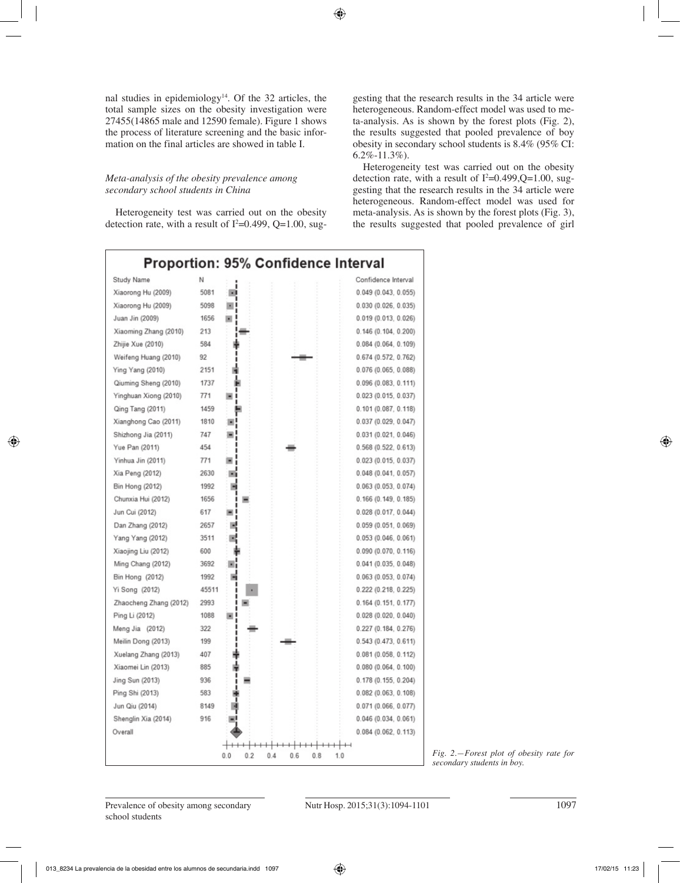nal studies in epidemiology[14]. Of the 32 articles, the total sample sizes on the obesity investigation were 27455(14865 male and 12590 female). Figure 1 shows the process of literature screening and the basic information on the final articles are showed in table I.

### *Meta-analysis of the obesity prevalence among secondary school students in China*

Heterogeneity test was carried out on the obesity detection rate, with a result of $I^2$=0.499, Q=1.00, suggesting that the research results in the 34 article were heterogeneous. Random-effect model was used to meta-analysis. As is shown by the forest plots (Fig. 2), the results suggested that pooled prevalence of boy obesity in secondary school students is 8.4% (95% CI: 6.2%-11.3%).

Heterogeneity test was carried out on the obesity detection rate, with a result of $I^2$=0.499,Q=1.00, suggesting that the research results in the 34 article were heterogeneous. Random-effect model was used for meta-analysis. As is shown by the forest plots (Fig. 3), the results suggested that pooled prevalence of girl

**Proportion: 95% Confidence Interval**

| Study Name | N | Confidence Interval |
|---|---|---|
| Xiaorong Hu (2009) | 5081 | 0.049 (0.043, 0.055) |
| Xiaorong Hu (2009) | 5098 | 0.030 (0.026, 0.035) |
| Juan Jin (2009) | 1656 | 0.019 (0.013, 0.026) |
| Xiaoming Zhang (2010) | 213 | 0.146 (0.104, 0.200) |
| Zhijie Xue (2010) | 584 | 0.084 (0.064, 0.109) |
| Weifeng Huang (2010) | 92 | 0.674 (0.572, 0.762) |
| Ying Yang (2010) | 2151 | 0.076 (0.065, 0.088) |
| Qiuming Sheng (2010) | 1737 | 0.096 (0.083, 0.111) |
| Yinghuan Xiong (2010) | 771 | 0.023 (0.015, 0.037) |
| Qing Tang (2011) | 1459 | 0.101 (0.087, 0.118) |
| Xianghong Cao (2011) | 1810 | 0.037 (0.029, 0.047) |
| Shizhong Jia (2011) | 747 | 0.031 (0.021, 0.046) |
| Yue Pan (2011) | 454 | 0.568 (0.522, 0.613) |
| Yinhua Jin (2011) | 771 | 0.023 (0.015, 0.037) |
| Xia Peng (2012) | 2630 | 0.048 (0.041, 0.057) |
| Bin Hong (2012) | 1992 | 0.063 (0.053, 0.074) |
| Chunxia Hui (2012) | 1656 | 0.166 (0.149, 0.185) |
| Jun Cui (2012) | 617 | 0.028 (0.017, 0.044) |
| Dan Zhang (2012) | 2657 | 0.059 (0.051, 0.069) |
| Yang Yang (2012) | 3511 | 0.053 (0.046, 0.061) |
| Xiaojing Liu (2012) | 600 | 0.090 (0.070, 0.116) |
| Ming Chang (2012) | 3692 | 0.041 (0.035, 0.048) |
| Bin Hong (2012) | 1992 | 0.063 (0.053, 0.074) |
| Yi Song (2012) | 45511 | 0.222 (0.218, 0.225) |
| Zhaocheng Zhang (2012) | 2993 | 0.164 (0.151, 0.177) |
| Ping Li (2012) | 1088 | 0.028 (0.020, 0.040) |
| Meng Jia (2012) | 322 | 0.227 (0.184, 0.276) |
| Meilin Dong (2013) | 199 | 0.543 (0.473, 0.611) |
| Xuelang Zhang (2013) | 407 | 0.081 (0.058, 0.112) |
| Xiaomei Lin (2013) | 885 | 0.080 (0.064, 0.100) |
| Jing Sun (2013) | 936 | 0.178 (0.155, 0.204) |
| Ping Shi (2013) | 583 | 0.082 (0.063, 0.108) |
| Jun Qiu (2014) | 8149 | 0.071 (0.066, 0.077) |
| Shenglin Xia (2014) | 916 | 0.046 (0.034, 0.061) |
| Overall | | 0.084 (0.062, 0.113) |

*Fig. 2.—Forest plot of obesity rate for secondary students in boy.*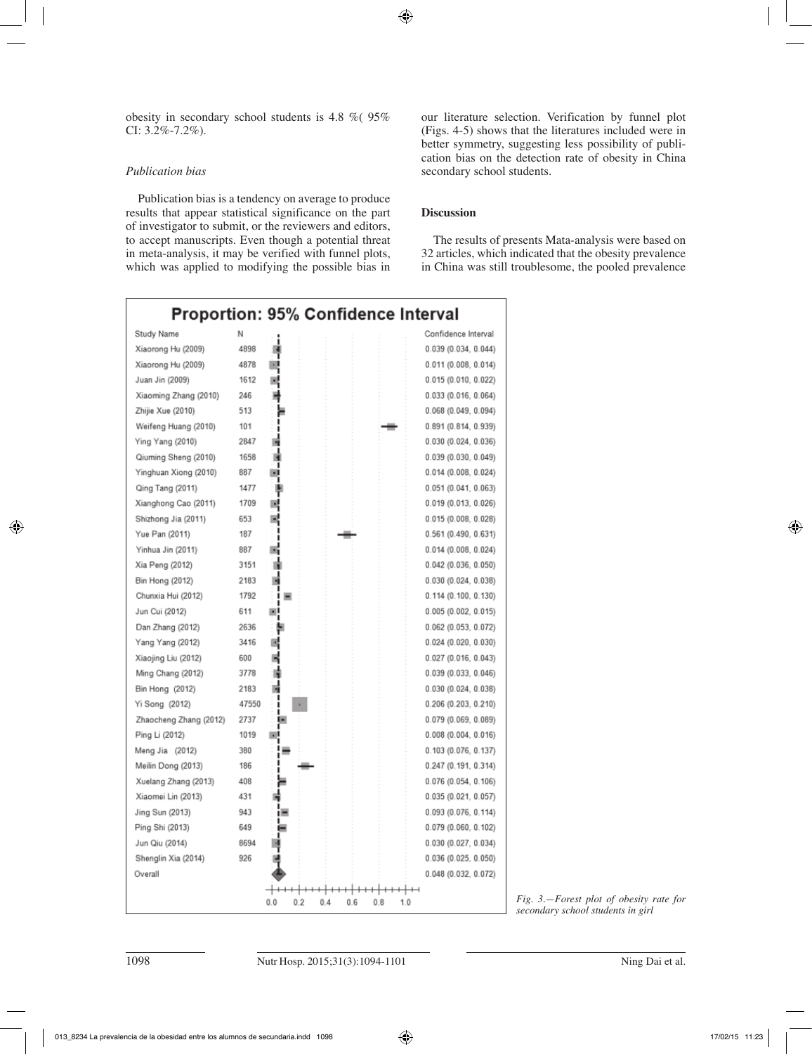obesity in secondary school students is 4.8 %( 95% CI: 3.2%-7.2%).

*Publication bias*

Publication bias is a tendency on average to produce results that appear statistical significance on the part of investigator to submit, or the reviewers and editors, to accept manuscripts. Even though a potential threat in meta-analysis, it may be verified with funnel plots, which was applied to modifying the possible bias in our literature selection. Verification by funnel plot (Figs. 4-5) shows that the literatures included were in better symmetry, suggesting less possibility of publication bias on the detection rate of obesity in China secondary school students.

**Discussion**

The results of presents Mata-analysis were based on 32 articles, which indicated that the obesity prevalence in China was still troublesome, the pooled prevalence

**Proportion: 95% Confidence Interval**

| Study Name | N | Confidence Interval |
|---|---|---|
| Xiaorong Hu (2009) | 4898 | 0.039 (0.034, 0.044) |
| Xiaorong Hu (2009) | 4878 | 0.011 (0.008, 0.014) |
| Juan Jin (2009) | 1612 | 0.015 (0.010, 0.022) |
| Xiaoming Zhang (2010) | 246 | 0.033 (0.016, 0.064) |
| Zhijie Xue (2010) | 513 | 0.068 (0.049, 0.094) |
| Weifeng Huang (2010) | 101 | 0.891 (0.814, 0.939) |
| Ying Yang (2010) | 2847 | 0.030 (0.024, 0.036) |
| Qiuming Sheng (2010) | 1658 | 0.039 (0.030, 0.049) |
| Yinghuan Xiong (2010) | 887 | 0.014 (0.008, 0.024) |
| Qing Tang (2011) | 1477 | 0.051 (0.041, 0.063) |
| Xianghong Cao (2011) | 1709 | 0.019 (0.013, 0.026) |
| Shizhong Jia (2011) | 653 | 0.015 (0.008, 0.028) |
| Yue Pan (2011) | 187 | 0.561 (0.490, 0.631) |
| Yinhua Jin (2011) | 887 | 0.014 (0.008, 0.024) |
| Xia Peng (2012) | 3151 | 0.042 (0.036, 0.050) |
| Bin Hong (2012) | 2183 | 0.030 (0.024, 0.038) |
| Chunxia Hui (2012) | 1792 | 0.114 (0.100, 0.130) |
| Jun Cui (2012) | 611 | 0.005 (0.002, 0.015) |
| Dan Zhang (2012) | 2636 | 0.062 (0.053, 0.072) |
| Yang Yang (2012) | 3416 | 0.024 (0.020, 0.030) |
| Xiaojing Liu (2012) | 600 | 0.027 (0.016, 0.043) |
| Ming Chang (2012) | 3778 | 0.039 (0.033, 0.046) |
| Bin Hong (2012) | 2183 | 0.030 (0.024, 0.038) |
| Yi Song (2012) | 47550 | 0.206 (0.203, 0.210) |
| Zhaocheng Zhang (2012) | 2737 | 0.079 (0.069, 0.089) |
| Ping Li (2012) | 1019 | 0.008 (0.004, 0.016) |
| Meng Jia (2012) | 380 | 0.103 (0.076, 0.137) |
| Meilin Dong (2013) | 186 | 0.247 (0.191, 0.314) |
| Xuelang Zhang (2013) | 408 | 0.076 (0.054, 0.106) |
| Xiaomei Lin (2013) | 431 | 0.035 (0.021, 0.057) |
| Jing Sun (2013) | 943 | 0.093 (0.076, 0.114) |
| Ping Shi (2013) | 649 | 0.079 (0.060, 0.102) |
| Jun Qiu (2014) | 8694 | 0.030 (0.027, 0.034) |
| Shenglin Xia (2014) | 926 | 0.036 (0.025, 0.050) |
| Overall | | 0.048 (0.032, 0.072) |

*Fig. 3.—Forest plot of obesity rate for secondary school students in girl*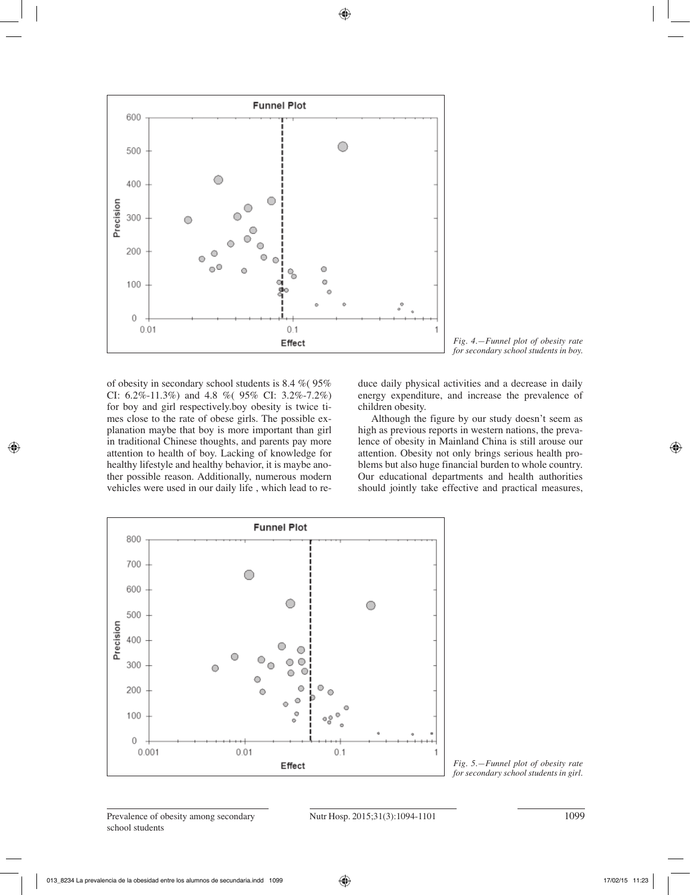*Fig. 4.—Funnel plot of obesity rate for secondary school students in boy.*

of obesity in secondary school students is 8.4 %( 95% CI: 6.2%-11.3%) and 4.8 %( 95% CI: 3.2%-7.2%) for boy and girl respectively.boy obesity is twice times close to the rate of obese girls. The possible explanation maybe that boy is more important than girl in traditional Chinese thoughts, and parents pay more attention to health of boy. Lacking of knowledge for healthy lifestyle and healthy behavior, it is maybe another possible reason. Additionally, numerous modern vehicles were used in our daily life , which lead to reduce daily physical activities and a decrease in daily energy expenditure, and increase the prevalence of children obesity.

Although the figure by our study doesn't seem as high as previous reports in western nations, the prevalence of obesity in Mainland China is still arouse our attention. Obesity not only brings serious health problems but also huge financial burden to whole country. Our educational departments and health authorities should jointly take effective and practical measures,

*Fig. 5.—Funnel plot of obesity rate for secondary school students in girl.*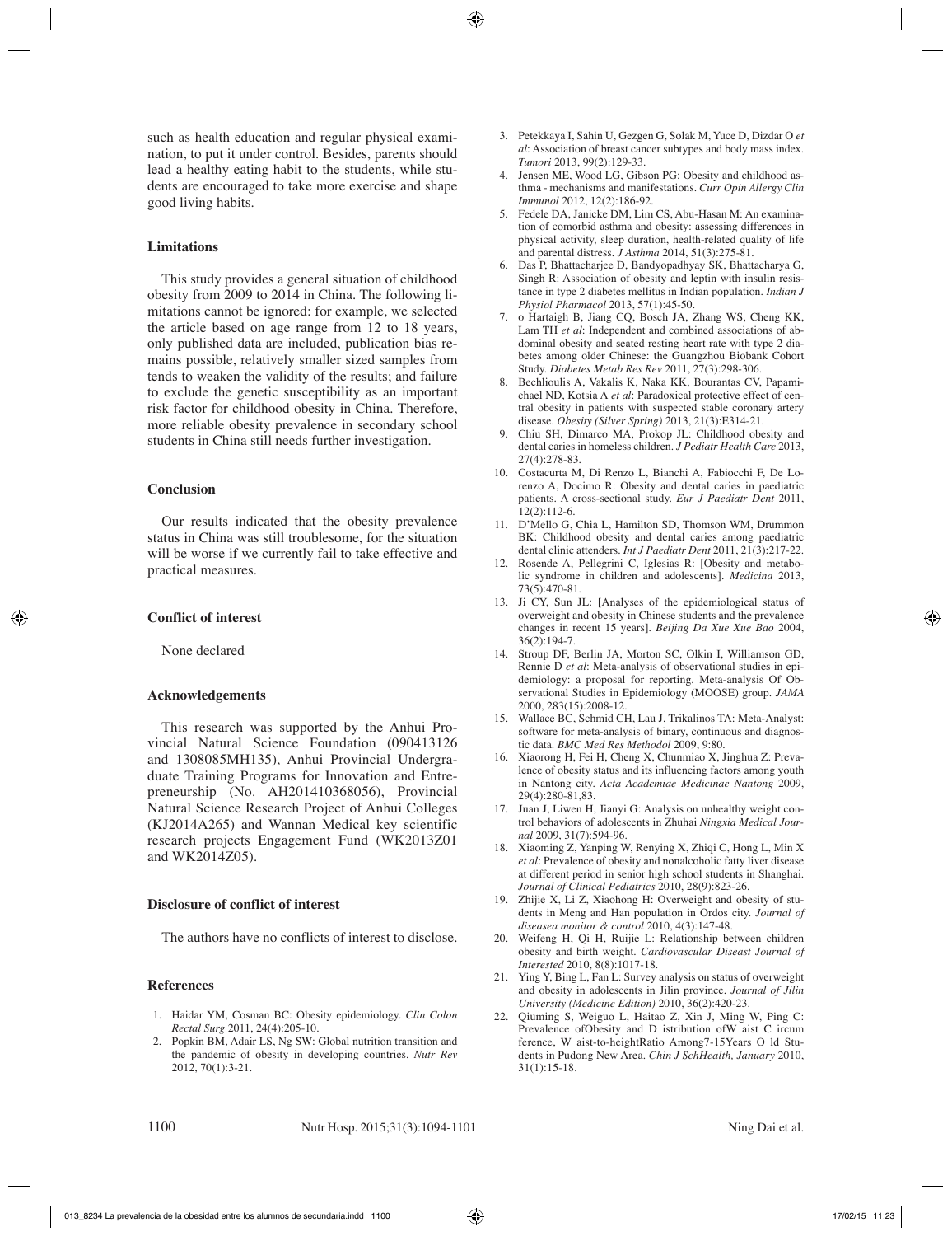such as health education and regular physical examination, to put it under control. Besides, parents should lead a healthy eating habit to the students, while students are encouraged to take more exercise and shape good living habits.

### Limitations

This study provides a general situation of childhood obesity from 2009 to 2014 in China. The following limitations cannot be ignored: for example, we selected the article based on age range from 12 to 18 years, only published data are included, publication bias remains possible, relatively smaller sized samples from tends to weaken the validity of the results; and failure to exclude the genetic susceptibility as an important risk factor for childhood obesity in China. Therefore, more reliable obesity prevalence in secondary school students in China still needs further investigation.

### Conclusion

Our results indicated that the obesity prevalence status in China was still troublesome, for the situation will be worse if we currently fail to take effective and practical measures.

### Conflict of interest

None declared

### Acknowledgements

This research was supported by the Anhui Provincial Natural Science Foundation (090413126 and 1308085MH135), Anhui Provincial Undergraduate Training Programs for Innovation and Entrepreneurship (No. AH201410368056), Provincial Natural Science Research Project of Anhui Colleges (KJ2014A265) and Wannan Medical key scientific research projects Engagement Fund (WK2013Z01 and WK2014Z05).

### Disclosure of conflict of interest

The authors have no conflicts of interest to disclose.

### References

1. Haidar YM, Cosman BC: Obesity epidemiology. *Clin Colon Rectal Surg* 2011, 24(4):205-10.
2. Popkin BM, Adair LS, Ng SW: Global nutrition transition and the pandemic of obesity in developing countries. *Nutr Rev* 2012, 70(1):3-21.
3. Petekkaya I, Sahin U, Gezgen G, Solak M, Yuce D, Dizdar O *et al*: Association of breast cancer subtypes and body mass index. *Tumori* 2013, 99(2):129-33.
4. Jensen ME, Wood LG, Gibson PG: Obesity and childhood asthma - mechanisms and manifestations. *Curr Opin Allergy Clin Immunol* 2012, 12(2):186-92.
5. Fedele DA, Janicke DM, Lim CS, Abu-Hasan M: An examination of comorbid asthma and obesity: assessing differences in physical activity, sleep duration, health-related quality of life and parental distress. *J Asthma* 2014, 51(3):275-81.
6. Das P, Bhattacharjee D, Bandyopadhyay SK, Bhattacharya G, Singh R: Association of obesity and leptin with insulin resistance in type 2 diabetes mellitus in Indian population. *Indian J Physiol Pharmacol* 2013, 57(1):45-50.
7. o Hartaigh B, Jiang CQ, Bosch JA, Zhang WS, Cheng KK, Lam TH *et al*: Independent and combined associations of abdominal obesity and seated resting heart rate with type 2 diabetes among older Chinese: the Guangzhou Biobank Cohort Study. *Diabetes Metab Res Rev* 2011, 27(3):298-306.
8. Bechlioulis A, Vakalis K, Naka KK, Bourantas CV, Papamichael ND, Kotsia A *et al*: Paradoxical protective effect of central obesity in patients with suspected stable coronary artery disease. *Obesity (Silver Spring)* 2013, 21(3):E314-21.
9. Chiu SH, Dimarco MA, Prokop JL: Childhood obesity and dental caries in homeless children. *J Pediatr Health Care* 2013, 27(4):278-83.
10. Costacurta M, Di Renzo L, Bianchi A, Fabiocchi F, De Lorenzo A, Docimo R: Obesity and dental caries in paediatric patients. A cross-sectional study. *Eur J Paediatr Dent* 2011, 12(2):112-6.
11. D'Mello G, Chia L, Hamilton SD, Thomson WM, Drummon BK: Childhood obesity and dental caries among paediatric dental clinic attenders. *Int J Paediatr Dent* 2011, 21(3):217-22.
12. Rosende A, Pellegrini C, Iglesias R: [Obesity and metabolic syndrome in children and adolescents]. *Medicina* 2013, 73(5):470-81.
13. Ji CY, Sun JL: [Analyses of the epidemiological status of overweight and obesity in Chinese students and the prevalence changes in recent 15 years]. *Beijing Da Xue Xue Bao* 2004, 36(2):194-7.
14. Stroup DF, Berlin JA, Morton SC, Olkin I, Williamson GD, Rennie D *et al*: Meta-analysis of observational studies in epidemiology: a proposal for reporting. Meta-analysis Of Observational Studies in Epidemiology (MOOSE) group. *JAMA* 2000, 283(15):2008-12.
15. Wallace BC, Schmid CH, Lau J, Trikalinos TA: Meta-Analyst: software for meta-analysis of binary, continuous and diagnostic data. *BMC Med Res Methodol* 2009, 9:80.
16. Xiaorong H, Fei H, Cheng X, Chunmiao X, Jinghua Z: Prevalence of obesity status and its influencing factors among youth in Nantong city. *Acta Academiae Medicinae Nantong* 2009, 29(4):280-81,83.
17. Juan J, Liwen H, Jianyi G: Analysis on unhealthy weight control behaviors of adolescents in Zhuhai *Ningxia Medical Journal* 2009, 31(7):594-96.
18. Xiaoming Z, Yanping W, Renying X, Zhiqi C, Hong L, Min X *et al*: Prevalence of obesity and nonalcoholic fatty liver disease at different period in senior high school students in Shanghai. *Journal of Clinical Pediatrics* 2010, 28(9):823-26.
19. Zhijie X, Li Z, Xiaohong H: Overweight and obesity of students in Meng and Han population in Ordos city. *Journal of diseasea monitor & control* 2010, 4(3):147-48.
20. Weifeng H, Qi H, Ruijie L: Relationship between children obesity and birth weight. *Cardiovascular Diseast Journal of Interested* 2010, 8(8):1017-18.
21. Ying Y, Bing L, Fan L: Survey analysis on status of overweight and obesity in adolescents in Jilin province. *Journal of Jilin University (Medicine Edition)* 2010, 36(2):420-23.
22. Qiuming S, Weiguo L, Haitao Z, Xin J, Ming W, Ping C: Prevalence ofObesity and D istribution ofW aist C ircum ference, W aist-to-heightRatio Among7-15Years O ld Students in Pudong New Area. *Chin J SchHealth, January* 2010, 31(1):15-18.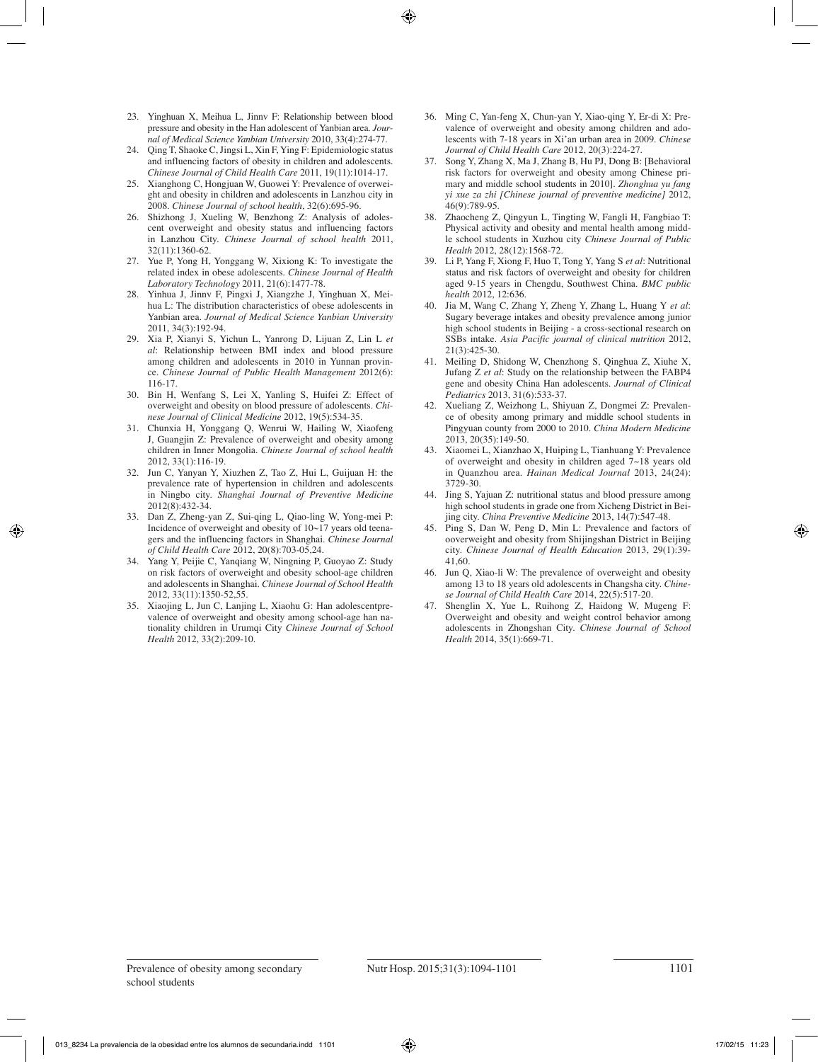23. Yinghuan X, Meihua L, Jinnv F: Relationship between blood pressure and obesity in the Han adolescent of Yanbian area. *Journal of Medical Science Yanbian University* 2010, 33(4):274-77.
24. Qing T, Shaoke C, Jingsi L, Xin F, Ying F: Epidemiologic status and influencing factors of obesity in children and adolescents. *Chinese Journal of Child Health Care* 2011, 19(11):1014-17.
25. Xianghong C, Hongjuan W, Guowei Y: Prevalence of overweight and obesity in children and adolescents in Lanzhou city in 2008. *Chinese Journal of school health*, 32(6):695-96.
26. Shizhong J, Xueling W, Benzhong Z: Analysis of adolescent overweight and obesity status and influencing factors in Lanzhou City. *Chinese Journal of school health* 2011, 32(11):1360-62.
27. Yue P, Yong H, Yonggang W, Xixiong K: To investigate the related index in obese adolescents. *Chinese Journal of Health Laboratory Technology* 2011, 21(6):1477-78.
28. Yinhua J, Jinnv F, Pingxi J, Xiangzhe J, Yinghuan X, Meihua L: The distribution characteristics of obese adolescents in Yanbian area. *Journal of Medical Science Yanbian University* 2011, 34(3):192-94.
29. Xia P, Xianyi S, Yichun L, Yanrong D, Lijuan Z, Lin L *et al*: Relationship between BMI index and blood pressure among children and adolescents in 2010 in Yunnan province. *Chinese Journal of Public Health Management* 2012(6): 116-17.
30. Bin H, Wenfang S, Lei X, Yanling S, Huifei Z: Effect of overweight and obesity on blood pressure of adolescents. *Chinese Journal of Clinical Medicine* 2012, 19(5):534-35.
31. Chunxia H, Yonggang Q, Wenrui W, Hailing W, Xiaofeng J, Guangjin Z: Prevalence of overweight and obesity among children in Inner Mongolia. *Chinese Journal of school health* 2012, 33(1):116-19.
32. Jun C, Yanyan Y, Xiuzhen Z, Tao Z, Hui L, Guijuan H: the prevalence rate of hypertension in children and adolescents in Ningbo city. *Shanghai Journal of Preventive Medicine* 2012(8):432-34.
33. Dan Z, Zheng-yan Z, Sui-qing L, Qiao-ling W, Yong-mei P: Incidence of overweight and obesity of 10~17 years old teenagers and the influencing factors in Shanghai. *Chinese Journal of Child Health Care* 2012, 20(8):703-05,24.
34. Yang Y, Peijie C, Yanqiang W, Ningning P, Guoyao Z: Study on risk factors of overweight and obesity school-age children and adolescents in Shanghai. *Chinese Journal of School Health* 2012, 33(11):1350-52,55.
35. Xiaojing L, Jun C, Lanjing L, Xiaohu G: Han adolescentprevalence of overweight and obesity among school-age han nationality children in Urumqi City *Chinese Journal of School Health* 2012, 33(2):209-10.
36. Ming C, Yan-feng X, Chun-yan Y, Xiao-qing Y, Er-di X: Prevalence of overweight and obesity among children and adolescents with 7-18 years in Xi'an urban area in 2009. *Chinese Journal of Child Health Care* 2012, 20(3):224-27.
37. Song Y, Zhang X, Ma J, Zhang B, Hu PJ, Dong B: [Behavioral risk factors for overweight and obesity among Chinese primary and middle school students in 2010]. *Zhonghua yu fang yi xue za zhi [Chinese journal of preventive medicine]* 2012, 46(9):789-95.
38. Zhaocheng Z, Qingyun L, Tingting W, Fangli H, Fangbiao T: Physical activity and obesity and mental health among middle school students in Xuzhou city *Chinese Journal of Public Health* 2012, 28(12):1568-72.
39. Li P, Yang F, Xiong F, Huo T, Tong Y, Yang S *et al*: Nutritional status and risk factors of overweight and obesity for children aged 9-15 years in Chengdu, Southwest China. *BMC public health* 2012, 12:636.
40. Jia M, Wang C, Zhang Y, Zheng Y, Zhang L, Huang Y *et al*: Sugary beverage intakes and obesity prevalence among junior high school students in Beijing - a cross-sectional research on SSBs intake. *Asia Pacific journal of clinical nutrition* 2012, 21(3):425-30.
41. Meiling D, Shidong W, Chenzhong S, Qinghua Z, Xiuhe X, Jufang Z *et al*: Study on the relationship between the FABP4 gene and obesity China Han adolescents. *Journal of Clinical Pediatrics* 2013, 31(6):533-37.
42. Xueliang Z, Weizhong L, Shiyuan Z, Dongmei Z: Prevalence of obesity among primary and middle school students in Pingyuan county from 2000 to 2010. *China Modern Medicine* 2013, 20(35):149-50.
43. Xiaomei L, Xianzhao X, Huiping L, Tianhuang Y: Prevalence of overweight and obesity in children aged 7~18 years old in Quanzhou area. *Hainan Medical Journal* 2013, 24(24): 3729-30.
44. Jing S, Yajuan Z: nutritional status and blood pressure among high school students in grade one from Xicheng District in Beijing city. *China Preventive Medicine* 2013, 14(7):547-48.
45. Ping S, Dan W, Peng D, Min L: Prevalence and factors of ooverweight and obesity from Shijingshan District in Beijing city. *Chinese Journal of Health Education* 2013, 29(1):39-41,60.
46. Jun Q, Xiao-li W: The prevalence of overweight and obesity among 13 to 18 years old adolescents in Changsha city. *Chinese Journal of Child Health Care* 2014, 22(5):517-20.
47. Shenglin X, Yue L, Ruihong Z, Haidong W, Mugeng F: Overweight and obesity and weight control behavior among adolescents in Zhongshan City. *Chinese Journal of School Health* 2014, 35(1):669-71.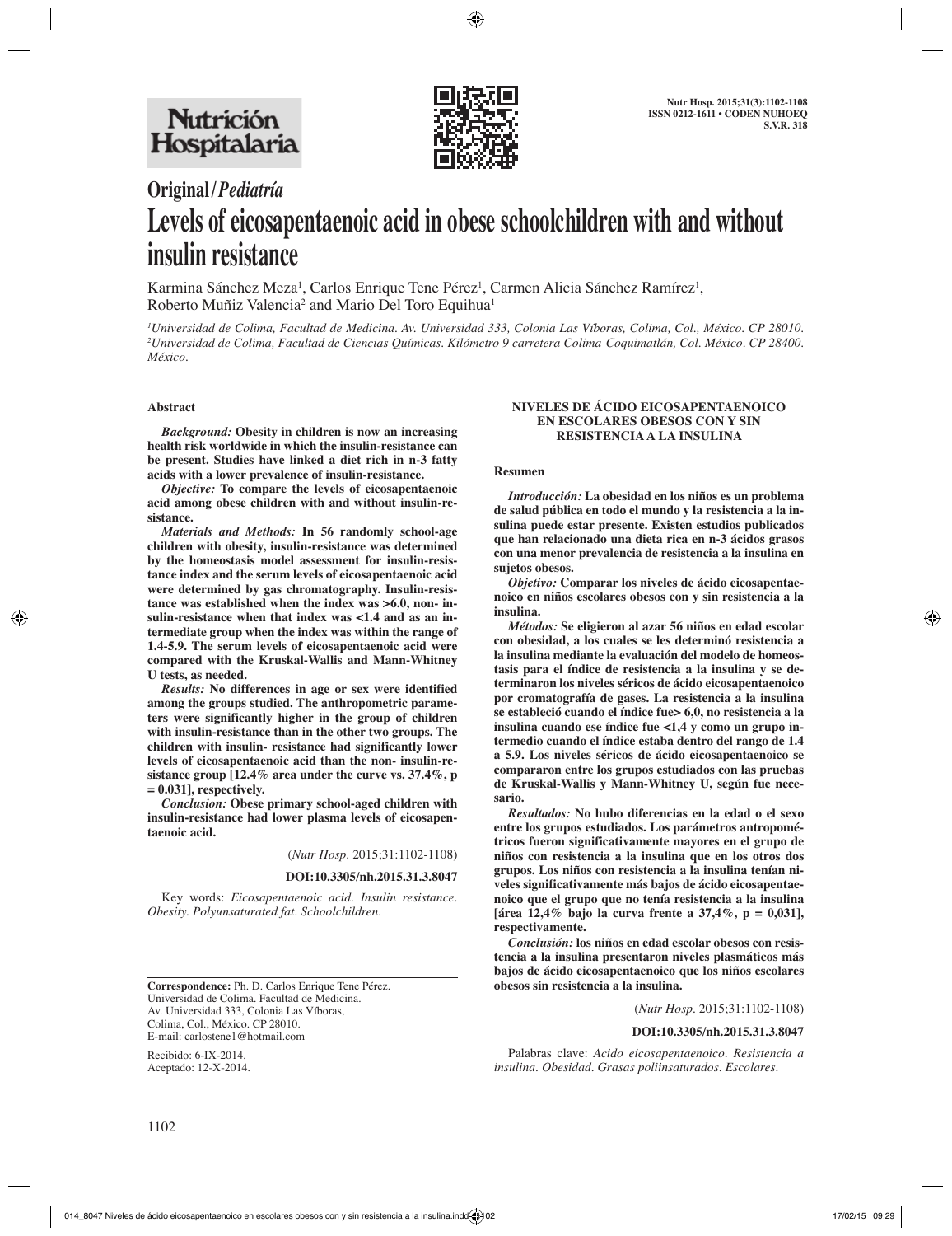## Original/*Pediatría*

# Levels of eicosapentaenoic acid in obese schoolchildren with and without insulin resistance

Karmina Sánchez Meza[1], Carlos Enrique Tene Pérez[1], Carmen Alicia Sánchez Ramírez[1], Roberto Muñiz Valencia[2] and Mario Del Toro Equihua[1]

*[1]Universidad de Colima, Facultad de Medicina. Av. Universidad 333, Colonia Las Víboras, Colima, Col., México. CP 28010. [2]Universidad de Colima, Facultad de Ciencias Químicas. Kilómetro 9 carretera Colima-Coquimatlán, Col. México. CP 28400. México.*

### Abstract

***Background:*** **Obesity in children is now an increasing health risk worldwide in which the insulin-resistance can be present. Studies have linked a diet rich in n-3 fatty acids with a lower prevalence of insulin-resistance.**

***Objective:*** **To compare the levels of eicosapentaenoic acid among obese children with and without insulin-resistance.**

***Materials and Methods:*** **In 56 randomly school-age children with obesity, insulin-resistance was determined by the homeostasis model assessment for insulin-resistance index and the serum levels of eicosapentaenoic acid were determined by gas chromatography. Insulin-resistance was established when the index was >6.0, non- insulin-resistance when that index was <1.4 and as an intermediate group when the index was within the range of 1.4-5.9. The serum levels of eicosapentaenoic acid were compared with the Kruskal-Wallis and Mann-Whitney U tests, as needed.**

***Results:*** **No differences in age or sex were identified among the groups studied. The anthropometric parameters were significantly higher in the group of children with insulin-resistance than in the other two groups. The children with insulin- resistance had significantly lower levels of eicosapentaenoic acid than the non- insulin-resistance group [12.4% area under the curve vs. 37.4%, p = 0.031], respectively.**

***Conclusion:*** **Obese primary school-aged children with insulin-resistance had lower plasma levels of eicosapentaenoic acid.**

(*Nutr Hosp.* 2015;31:1102-1108)

**DOI:10.3305/nh.2015.31.3.8047**

Key words: *Eicosapentaenoic acid. Insulin resistance. Obesity. Polyunsaturated fat. Schoolchildren.*

### NIVELES DE ÁCIDO EICOSAPENTAENOICO EN ESCOLARES OBESOS CON Y SIN RESISTENCIA A LA INSULINA

### Resumen

***Introducción:*** **La obesidad en los niños es un problema de salud pública en todo el mundo y la resistencia a la insulina puede estar presente. Existen estudios publicados que han relacionado una dieta rica en n-3 ácidos grasos con una menor prevalencia de resistencia a la insulina en sujetos obesos.**

***Objetivo:*** **Comparar los niveles de ácido eicosapentaenoico en niños escolares obesos con y sin resistencia a la insulina.**

***Métodos:*** **Se eligieron al azar 56 niños en edad escolar con obesidad, a los cuales se les determinó resistencia a la insulina mediante la evaluación del modelo de homeostasis para el índice de resistencia a la insulina y se determinaron los niveles séricos de ácido eicosapentaenoico por cromatografía de gases. La resistencia a la insulina se estableció cuando el índice fue> 6,0, no resistencia a la insulina cuando ese índice fue <1,4 y como un grupo intermedio cuando el índice estaba dentro del rango de 1.4 a 5.9. Los niveles séricos de ácido eicosapentaenoico se compararon entre los grupos estudiados con las pruebas de Kruskal-Wallis y Mann-Whitney U, según fue necesario.**

***Resultados:*** **No hubo diferencias en la edad o el sexo entre los grupos estudiados. Los parámetros antropométricos fueron significativamente mayores en el grupo de niños con resistencia a la insulina que en los otros dos grupos. Los niños con resistencia a la insulina tenían niveles significativamente más bajos de ácido eicosapentaenoico que el grupo que no tenía resistencia a la insulina [área 12,4% bajo la curva frente a 37,4%, p = 0,031], respectivamente.**

***Conclusión:*** **los niños en edad escolar obesos con resistencia a la insulina presentaron niveles plasmáticos más bajos de ácido eicosapentaenoico que los niños escolares obesos sin resistencia a la insulina.**

(*Nutr Hosp.* 2015;31:1102-1108)

**DOI:10.3305/nh.2015.31.3.8047**

Palabras clave: *Acido eicosapentaenoico. Resistencia a insulina. Obesidad. Grasas poliinsaturados. Escolares.*

**Correspondence:** Ph. D. Carlos Enrique Tene Pérez.
Universidad de Colima. Facultad de Medicina.
Av. Universidad 333, Colonia Las Víboras,
Colima, Col., México. CP 28010.
E-mail: carlostene1@hotmail.com

Recibido: 6-IX-2014.
Aceptado: 12-X-2014.